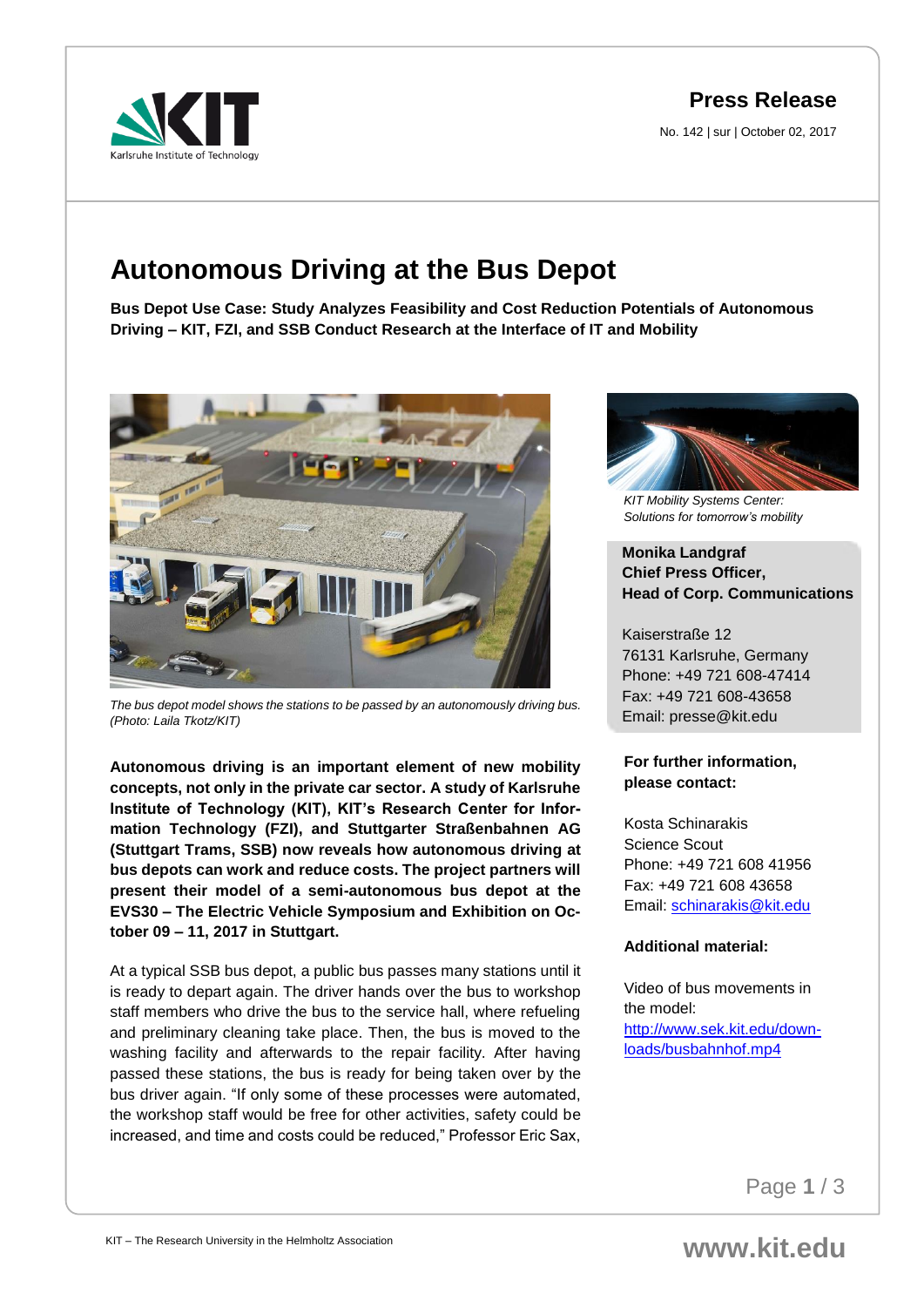**Press Release**

No. 142 | sur | October 02, 2017

# Autonomous Driving at the Bus Depot

**Bus Depot Use Case: Study Analyzes Feasibility and Cost Reduction Potentials of Autonomous Driving – KIT, FZI, and SSB Conduct Research at the Interface of IT and Mobility**

*The bus depot model shows the stations to be passed by an autonomously driving bus. (Photo: Laila Tkotz/KIT)*

**Autonomous driving is an important element of new mobility concepts, not only in the private car sector. A study of Karlsruhe Institute of Technology (KIT), KIT's Research Center for Information Technology (FZI), and Stuttgarter Straßenbahnen AG (Stuttgart Trams, SSB) now reveals how autonomous driving at bus depots can work and reduce costs. The project partners will present their model of a semi-autonomous bus depot at the EVS30 – The Electric Vehicle Symposium and Exhibition on October 09 – 11, 2017 in Stuttgart.**

At a typical SSB bus depot, a public bus passes many stations until it is ready to depart again. The driver hands over the bus to workshop staff members who drive the bus to the service hall, where refueling and preliminary cleaning take place. Then, the bus is moved to the washing facility and afterwards to the repair facility. After having passed these stations, the bus is ready for being taken over by the bus driver again. "If only some of these processes were automated, the workshop staff would be free for other activities, safety could be increased, and time and costs could be reduced," Professor Eric Sax,

*KIT Mobility Systems Center: Solutions for tomorrow's mobility*

**Monika Landgraf**
**Chief Press Officer,**
**Head of Corp. Communications**

Kaiserstraße 12
76131 Karlsruhe, Germany
Phone: +49 721 608-47414
Fax: +49 721 608-43658
Email: presse@kit.edu

**For further information, please contact:**

Kosta Schinarakis
Science Scout
Phone: +49 721 608 41956
Fax: +49 721 608 43658
Email: schinarakis@kit.edu

**Additional material:**

Video of bus movements in the model:
http://www.sek.kit.edu/downloads/busbahnhof.mp4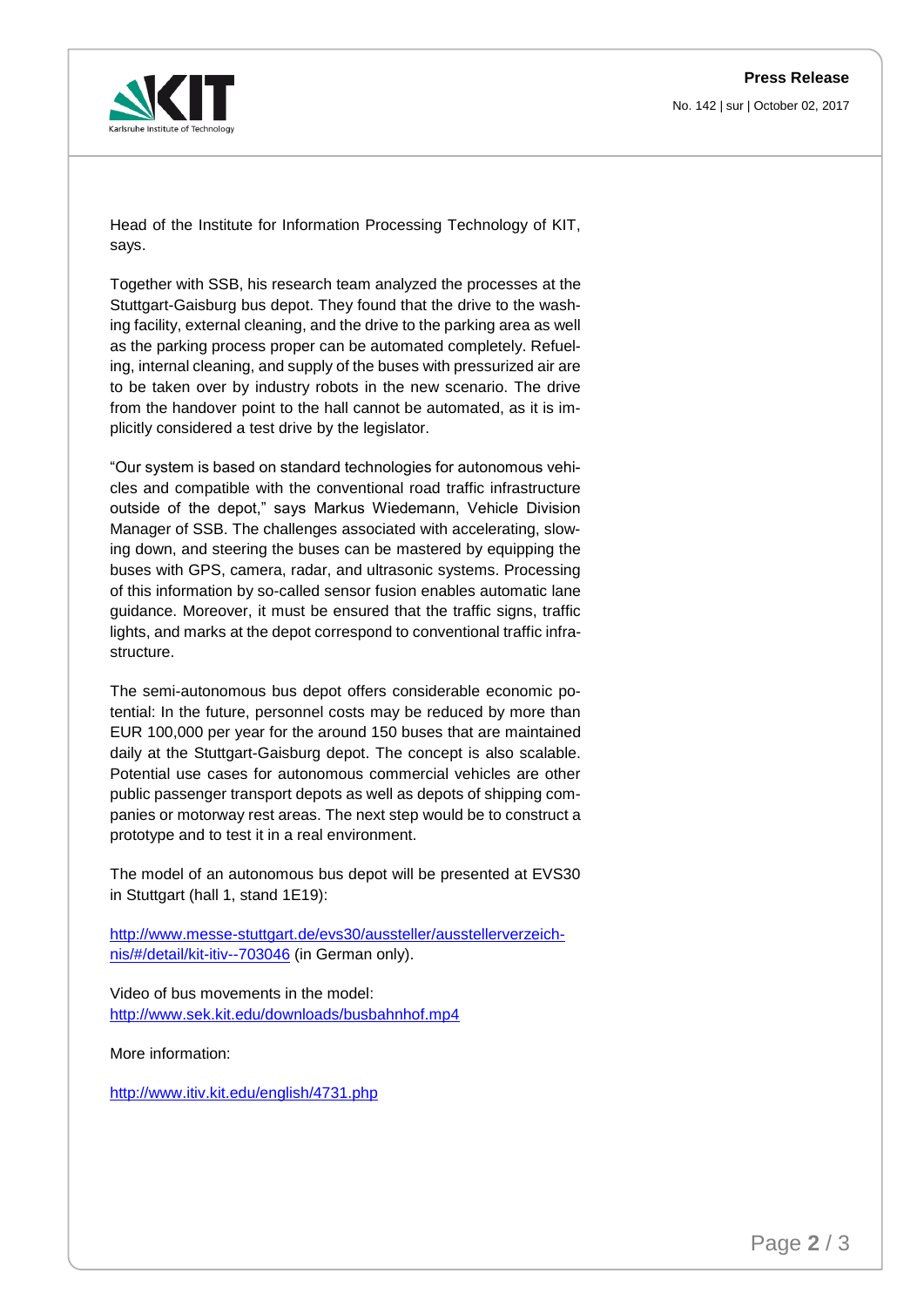Head of the Institute for Information Processing Technology of KIT, says.

Together with SSB, his research team analyzed the processes at the Stuttgart-Gaisburg bus depot. They found that the drive to the washing facility, external cleaning, and the drive to the parking area as well as the parking process proper can be automated completely. Refueling, internal cleaning, and supply of the buses with pressurized air are to be taken over by industry robots in the new scenario. The drive from the handover point to the hall cannot be automated, as it is implicitly considered a test drive by the legislator.

"Our system is based on standard technologies for autonomous vehicles and compatible with the conventional road traffic infrastructure outside of the depot," says Markus Wiedemann, Vehicle Division Manager of SSB. The challenges associated with accelerating, slowing down, and steering the buses can be mastered by equipping the buses with GPS, camera, radar, and ultrasonic systems. Processing of this information by so-called sensor fusion enables automatic lane guidance. Moreover, it must be ensured that the traffic signs, traffic lights, and marks at the depot correspond to conventional traffic infrastructure.

The semi-autonomous bus depot offers considerable economic potential: In the future, personnel costs may be reduced by more than EUR 100,000 per year for the around 150 buses that are maintained daily at the Stuttgart-Gaisburg depot. The concept is also scalable. Potential use cases for autonomous commercial vehicles are other public passenger transport depots as well as depots of shipping companies or motorway rest areas. The next step would be to construct a prototype and to test it in a real environment.

The model of an autonomous bus depot will be presented at EVS30 in Stuttgart (hall 1, stand 1E19):

http://www.messe-stuttgart.de/evs30/aussteller/ausstellerverzeichnis/#/detail/kit-itiv--703046 (in German only).

Video of bus movements in the model:
http://www.sek.kit.edu/downloads/busbahnhof.mp4

More information:

http://www.itiv.kit.edu/english/4731.php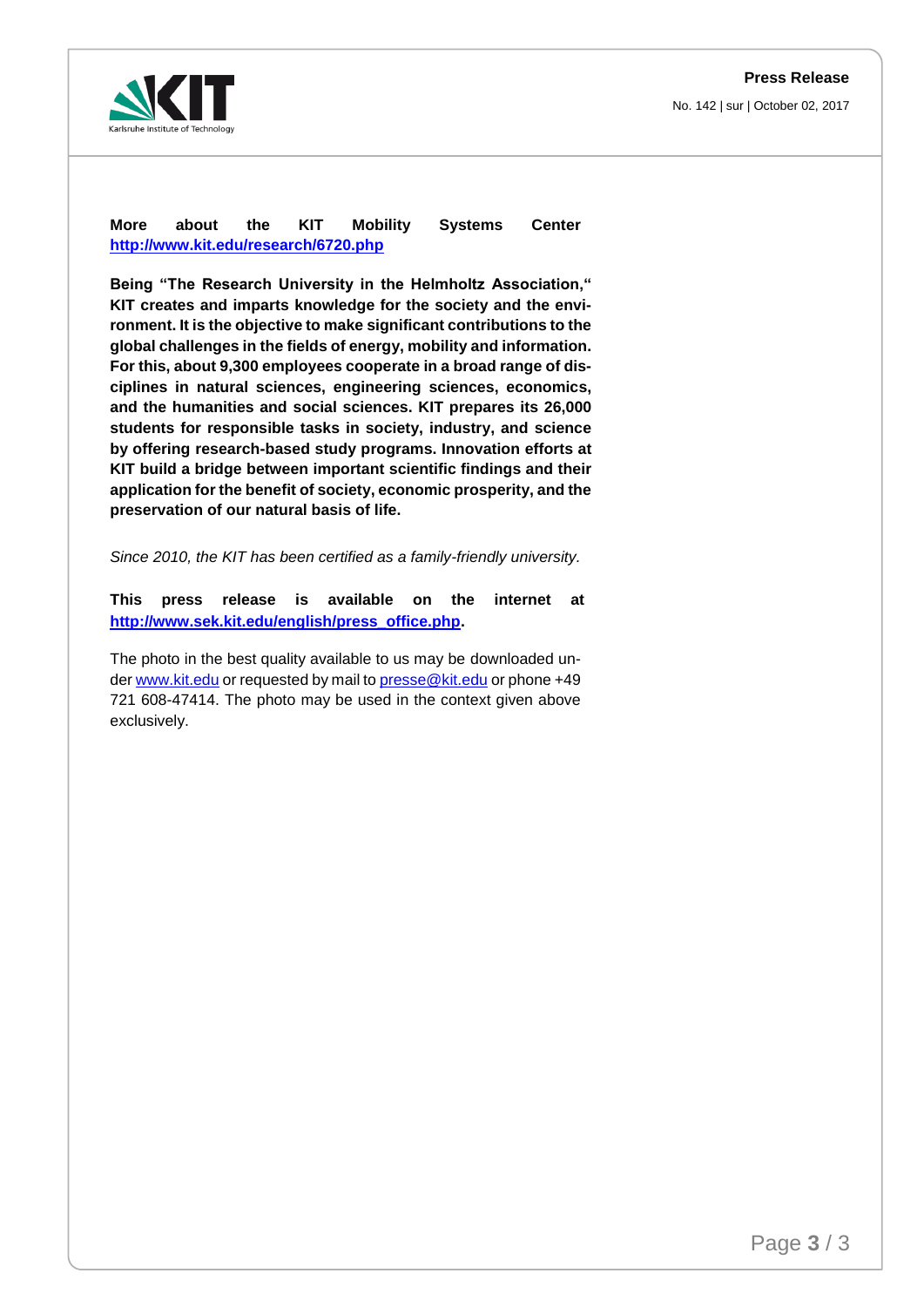**More about the KIT Mobility Systems Center**
**http://www.kit.edu/research/6720.php**

**Being "The Research University in the Helmholtz Association," KIT creates and imparts knowledge for the society and the environment. It is the objective to make significant contributions to the global challenges in the fields of energy, mobility and information. For this, about 9,300 employees cooperate in a broad range of disciplines in natural sciences, engineering sciences, economics, and the humanities and social sciences. KIT prepares its 26,000 students for responsible tasks in society, industry, and science by offering research-based study programs. Innovation efforts at KIT build a bridge between important scientific findings and their application for the benefit of society, economic prosperity, and the preservation of our natural basis of life.**

*Since 2010, the KIT has been certified as a family-friendly university.*

**This press release is available on the internet at http://www.sek.kit.edu/english/press_office.php.**

The photo in the best quality available to us may be downloaded under www.kit.edu or requested by mail to presse@kit.edu or phone +49 721 608-47414. The photo may be used in the context given above exclusively.